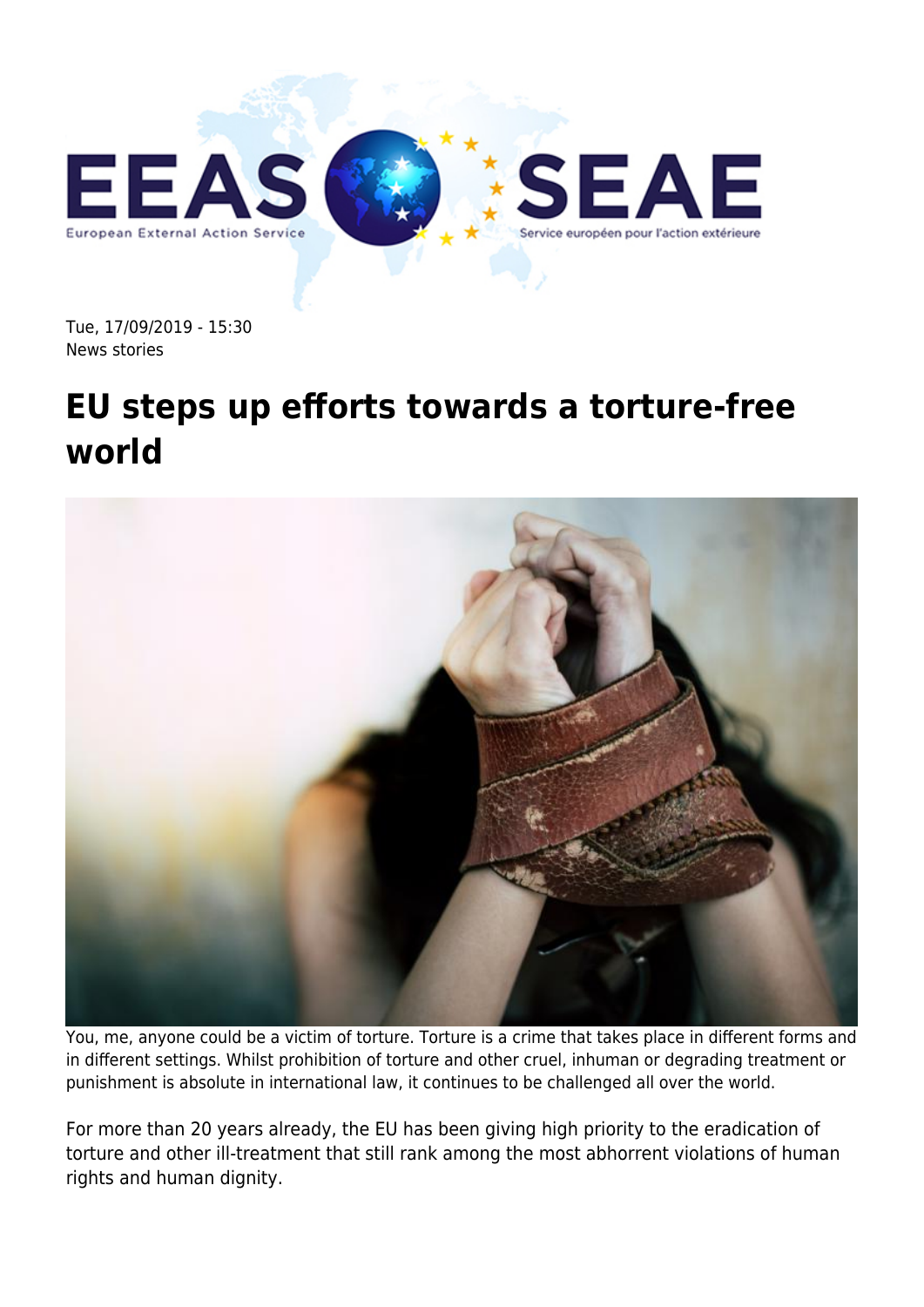Tue, 17/09/2019 - 15:30
News stories

# EU steps up efforts towards a torture-free world

You, me, anyone could be a victim of torture. Torture is a crime that takes place in different forms and in different settings. Whilst prohibition of torture and other cruel, inhuman or degrading treatment or punishment is absolute in international law, it continues to be challenged all over the world.

For more than 20 years already, the EU has been giving high priority to the eradication of torture and other ill-treatment that still rank among the most abhorrent violations of human rights and human dignity.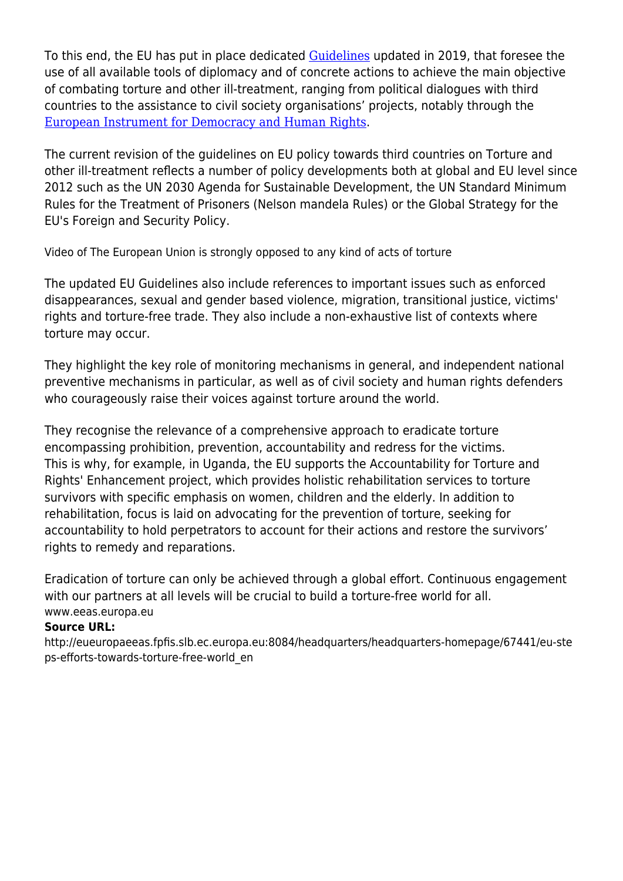To this end, the EU has put in place dedicated Guidelines updated in 2019, that foresee the use of all available tools of diplomacy and of concrete actions to achieve the main objective of combating torture and other ill-treatment, ranging from political dialogues with third countries to the assistance to civil society organisations' projects, notably through the European Instrument for Democracy and Human Rights.

The current revision of the guidelines on EU policy towards third countries on Torture and other ill-treatment reflects a number of policy developments both at global and EU level since 2012 such as the UN 2030 Agenda for Sustainable Development, the UN Standard Minimum Rules for the Treatment of Prisoners (Nelson mandela Rules) or the Global Strategy for the EU's Foreign and Security Policy.

Video of The European Union is strongly opposed to any kind of acts of torture

The updated EU Guidelines also include references to important issues such as enforced disappearances, sexual and gender based violence, migration, transitional justice, victims' rights and torture-free trade. They also include a non-exhaustive list of contexts where torture may occur.

They highlight the key role of monitoring mechanisms in general, and independent national preventive mechanisms in particular, as well as of civil society and human rights defenders who courageously raise their voices against torture around the world.

They recognise the relevance of a comprehensive approach to eradicate torture encompassing prohibition, prevention, accountability and redress for the victims. This is why, for example, in Uganda, the EU supports the Accountability for Torture and Rights' Enhancement project, which provides holistic rehabilitation services to torture survivors with specific emphasis on women, children and the elderly. In addition to rehabilitation, focus is laid on advocating for the prevention of torture, seeking for accountability to hold perpetrators to account for their actions and restore the survivors' rights to remedy and reparations.

Eradication of torture can only be achieved through a global effort. Continuous engagement with our partners at all levels will be crucial to build a torture-free world for all.

www.eeas.europa.eu

**Source URL:**
http://eueuropaeeas.fpfis.slb.ec.europa.eu:8084/headquarters/headquarters-homepage/67441/eu-steps-efforts-towards-torture-free-world_en